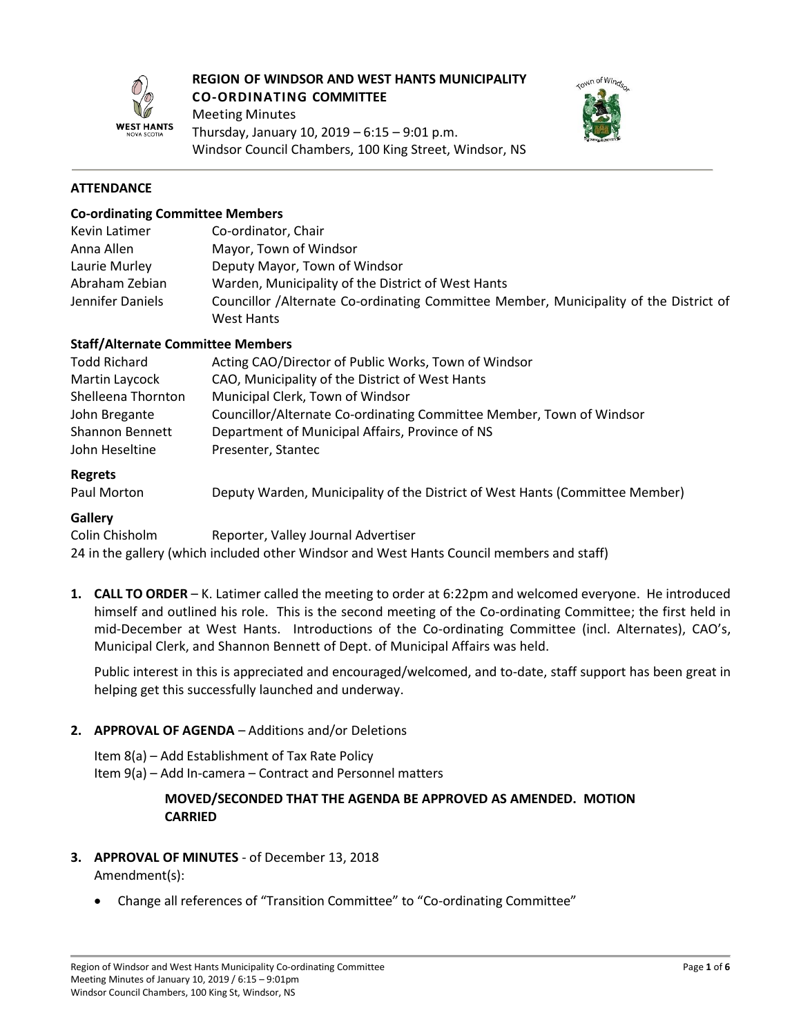# REGION OF WINDSOR AND WEST HANTS MUNICIPALITY CO-ORDINATING COMMITTEE

Meeting Minutes
Thursday, January 10, 2019 – 6:15 – 9:01 p.m.
Windsor Council Chambers, 100 King Street, Windsor, NS

## ATTENDANCE

### Co-ordinating Committee Members

| | |
|---|---|
| Kevin Latimer | Co-ordinator, Chair |
| Anna Allen | Mayor, Town of Windsor |
| Laurie Murley | Deputy Mayor, Town of Windsor |
| Abraham Zebian | Warden, Municipality of the District of West Hants |
| Jennifer Daniels | Councillor /Alternate Co-ordinating Committee Member, Municipality of the District of West Hants |

### Staff/Alternate Committee Members

| | |
|---|---|
| Todd Richard | Acting CAO/Director of Public Works, Town of Windsor |
| Martin Laycock | CAO, Municipality of the District of West Hants |
| Shelleena Thornton | Municipal Clerk, Town of Windsor |
| John Bregante | Councillor/Alternate Co-ordinating Committee Member, Town of Windsor |
| Shannon Bennett | Department of Municipal Affairs, Province of NS |
| John Heseltine | Presenter, Stantec |

### Regrets

| | |
|---|---|
| Paul Morton | Deputy Warden, Municipality of the District of West Hants (Committee Member) |

### Gallery

| | |
|---|---|
| Colin Chisholm | Reporter, Valley Journal Advertiser |

24 in the gallery (which included other Windsor and West Hants Council members and staff)

1. **CALL TO ORDER** – K. Latimer called the meeting to order at 6:22pm and welcomed everyone. He introduced himself and outlined his role. This is the second meeting of the Co-ordinating Committee; the first held in mid-December at West Hants. Introductions of the Co-ordinating Committee (incl. Alternates), CAO's, Municipal Clerk, and Shannon Bennett of Dept. of Municipal Affairs was held.

   Public interest in this is appreciated and encouraged/welcomed, and to-date, staff support has been great in helping get this successfully launched and underway.

2. **APPROVAL OF AGENDA** – Additions and/or Deletions

   Item 8(a) – Add Establishment of Tax Rate Policy
   Item 9(a) – Add In-camera – Contract and Personnel matters

   **MOVED/SECONDED THAT THE AGENDA BE APPROVED AS AMENDED. MOTION CARRIED**

3. **APPROVAL OF MINUTES** - of December 13, 2018
   Amendment(s):

   - Change all references of "Transition Committee" to "Co-ordinating Committee"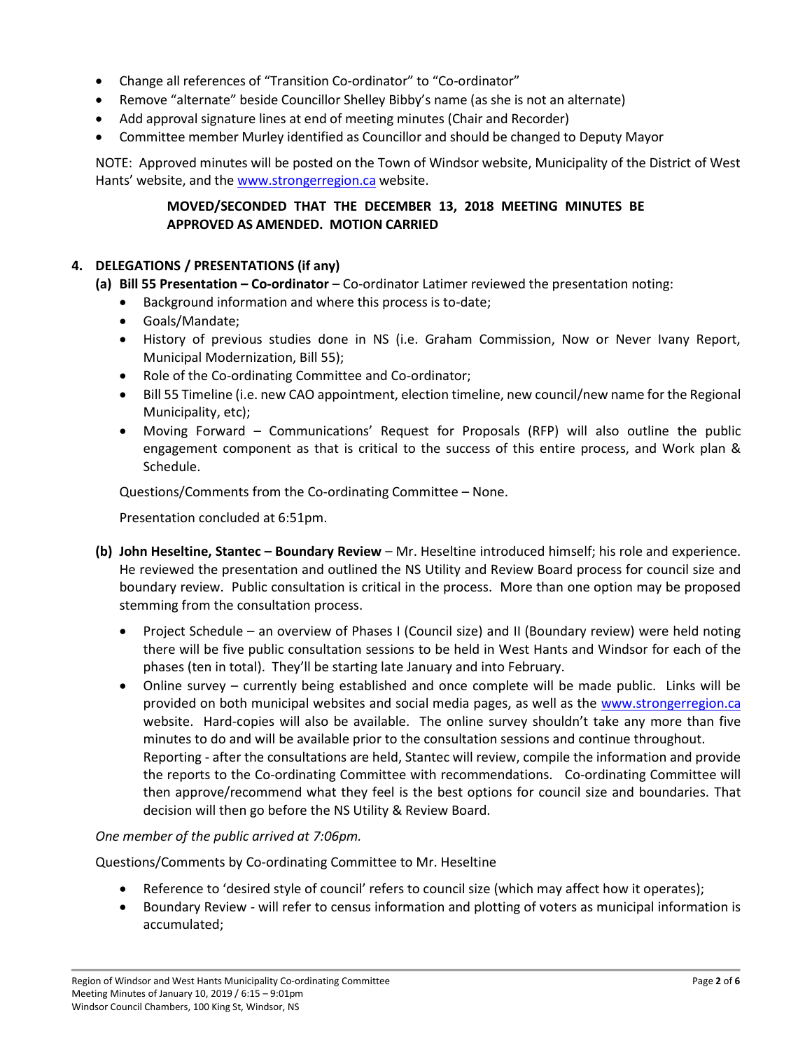- Change all references of "Transition Co-ordinator" to "Co-ordinator"
- Remove "alternate" beside Councillor Shelley Bibby's name (as she is not an alternate)
- Add approval signature lines at end of meeting minutes (Chair and Recorder)
- Committee member Murley identified as Councillor and should be changed to Deputy Mayor

NOTE: Approved minutes will be posted on the Town of Windsor website, Municipality of the District of West Hants' website, and the www.strongerregion.ca website.

**MOVED/SECONDED THAT THE DECEMBER 13, 2018 MEETING MINUTES BE APPROVED AS AMENDED. MOTION CARRIED**

## 4. DELEGATIONS / PRESENTATIONS (if any)

**(a) Bill 55 Presentation – Co-ordinator** – Co-ordinator Latimer reviewed the presentation noting:

- Background information and where this process is to-date;
- Goals/Mandate;
- History of previous studies done in NS (i.e. Graham Commission, Now or Never Ivany Report, Municipal Modernization, Bill 55);
- Role of the Co-ordinating Committee and Co-ordinator;
- Bill 55 Timeline (i.e. new CAO appointment, election timeline, new council/new name for the Regional Municipality, etc);
- Moving Forward – Communications' Request for Proposals (RFP) will also outline the public engagement component as that is critical to the success of this entire process, and Work plan & Schedule.

Questions/Comments from the Co-ordinating Committee – None.

Presentation concluded at 6:51pm.

**(b) John Heseltine, Stantec – Boundary Review** – Mr. Heseltine introduced himself; his role and experience. He reviewed the presentation and outlined the NS Utility and Review Board process for council size and boundary review. Public consultation is critical in the process. More than one option may be proposed stemming from the consultation process.

- Project Schedule – an overview of Phases I (Council size) and II (Boundary review) were held noting there will be five public consultation sessions to be held in West Hants and Windsor for each of the phases (ten in total). They'll be starting late January and into February.
- Online survey – currently being established and once complete will be made public. Links will be provided on both municipal websites and social media pages, as well as the www.strongerregion.ca website. Hard-copies will also be available. The online survey shouldn't take any more than five minutes to do and will be available prior to the consultation sessions and continue throughout.
  Reporting - after the consultations are held, Stantec will review, compile the information and provide the reports to the Co-ordinating Committee with recommendations. Co-ordinating Committee will then approve/recommend what they feel is the best options for council size and boundaries. That decision will then go before the NS Utility & Review Board.

*One member of the public arrived at 7:06pm.*

Questions/Comments by Co-ordinating Committee to Mr. Heseltine

- Reference to 'desired style of council' refers to council size (which may affect how it operates);
- Boundary Review - will refer to census information and plotting of voters as municipal information is accumulated;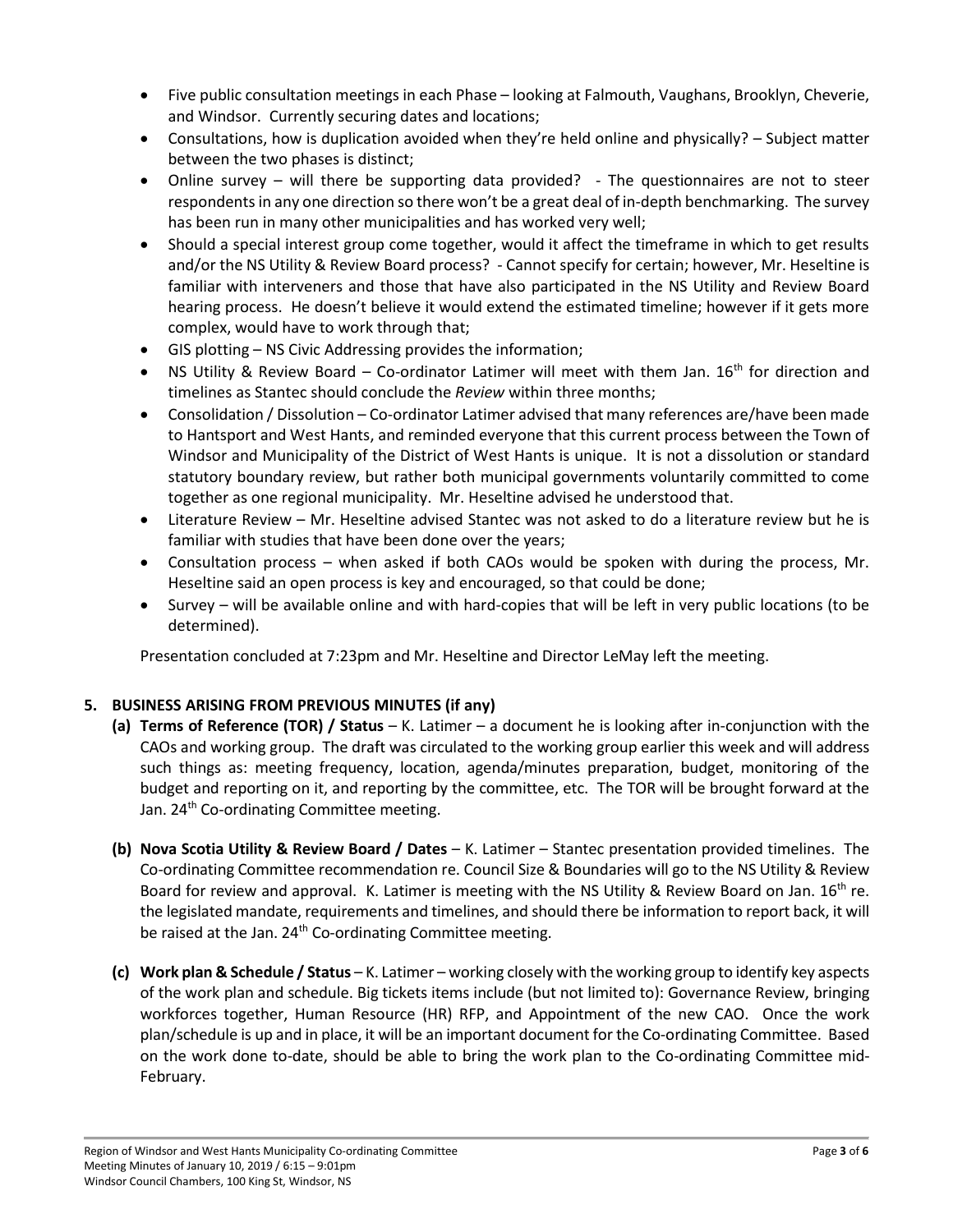- Five public consultation meetings in each Phase – looking at Falmouth, Vaughans, Brooklyn, Cheverie, and Windsor. Currently securing dates and locations;
- Consultations, how is duplication avoided when they're held online and physically? – Subject matter between the two phases is distinct;
- Online survey – will there be supporting data provided? - The questionnaires are not to steer respondents in any one direction so there won't be a great deal of in-depth benchmarking. The survey has been run in many other municipalities and has worked very well;
- Should a special interest group come together, would it affect the timeframe in which to get results and/or the NS Utility & Review Board process? - Cannot specify for certain; however, Mr. Heseltine is familiar with interveners and those that have also participated in the NS Utility and Review Board hearing process. He doesn't believe it would extend the estimated timeline; however if it gets more complex, would have to work through that;
- GIS plotting – NS Civic Addressing provides the information;
- NS Utility & Review Board – Co-ordinator Latimer will meet with them Jan. 16th for direction and timelines as Stantec should conclude the *Review* within three months;
- Consolidation / Dissolution – Co-ordinator Latimer advised that many references are/have been made to Hantsport and West Hants, and reminded everyone that this current process between the Town of Windsor and Municipality of the District of West Hants is unique. It is not a dissolution or standard statutory boundary review, but rather both municipal governments voluntarily committed to come together as one regional municipality. Mr. Heseltine advised he understood that.
- Literature Review – Mr. Heseltine advised Stantec was not asked to do a literature review but he is familiar with studies that have been done over the years;
- Consultation process – when asked if both CAOs would be spoken with during the process, Mr. Heseltine said an open process is key and encouraged, so that could be done;
- Survey – will be available online and with hard-copies that will be left in very public locations (to be determined).

Presentation concluded at 7:23pm and Mr. Heseltine and Director LeMay left the meeting.

## 5. BUSINESS ARISING FROM PREVIOUS MINUTES (if any)

**(a) Terms of Reference (TOR) / Status** – K. Latimer – a document he is looking after in-conjunction with the CAOs and working group. The draft was circulated to the working group earlier this week and will address such things as: meeting frequency, location, agenda/minutes preparation, budget, monitoring of the budget and reporting on it, and reporting by the committee, etc. The TOR will be brought forward at the Jan. 24th Co-ordinating Committee meeting.

**(b) Nova Scotia Utility & Review Board / Dates** – K. Latimer – Stantec presentation provided timelines. The Co-ordinating Committee recommendation re. Council Size & Boundaries will go to the NS Utility & Review Board for review and approval. K. Latimer is meeting with the NS Utility & Review Board on Jan. 16th re. the legislated mandate, requirements and timelines, and should there be information to report back, it will be raised at the Jan. 24th Co-ordinating Committee meeting.

**(c) Work plan & Schedule / Status** – K. Latimer – working closely with the working group to identify key aspects of the work plan and schedule. Big tickets items include (but not limited to): Governance Review, bringing workforces together, Human Resource (HR) RFP, and Appointment of the new CAO. Once the work plan/schedule is up and in place, it will be an important document for the Co-ordinating Committee. Based on the work done to-date, should be able to bring the work plan to the Co-ordinating Committee mid-February.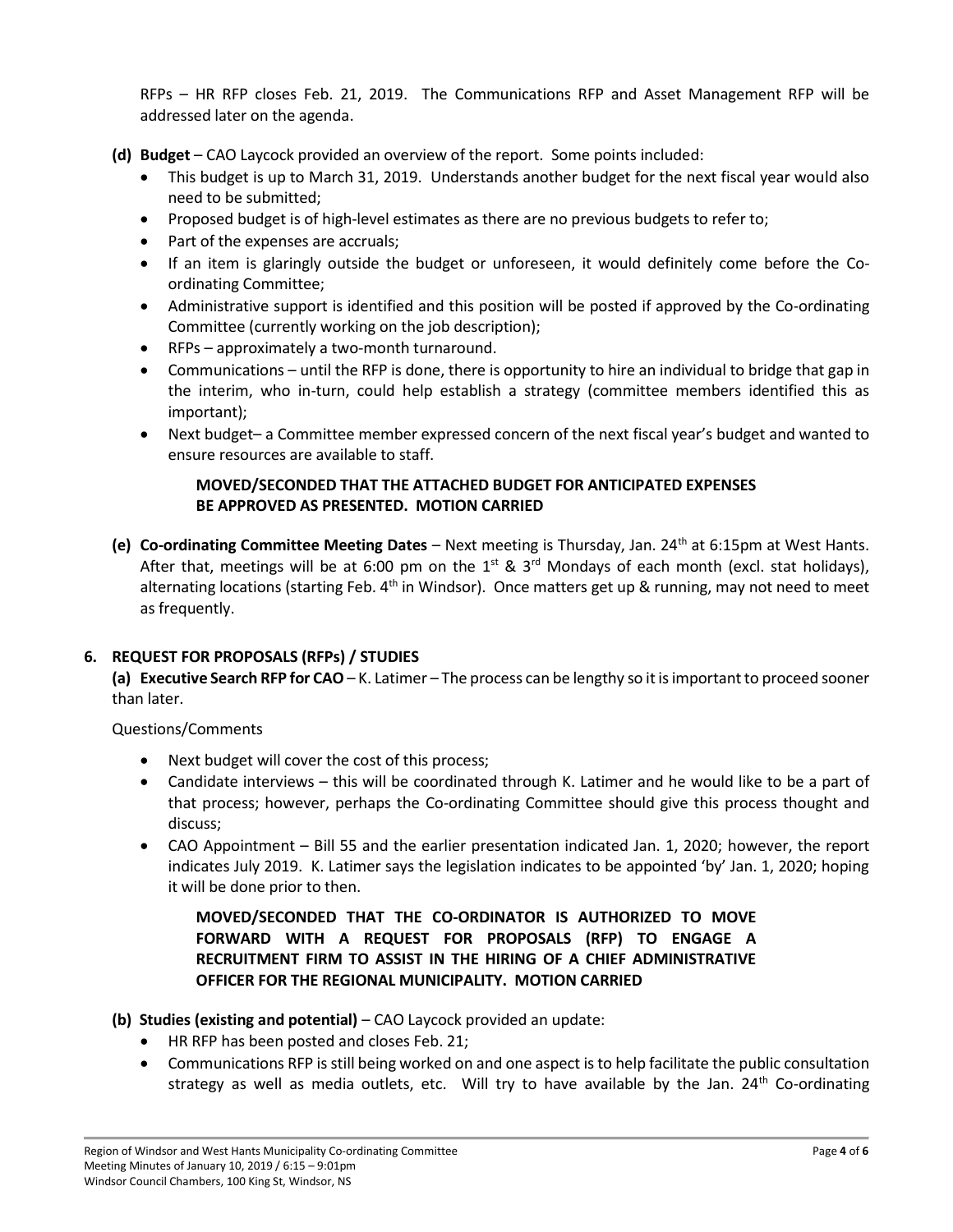RFPs – HR RFP closes Feb. 21, 2019. The Communications RFP and Asset Management RFP will be addressed later on the agenda.

**(d) Budget** – CAO Laycock provided an overview of the report. Some points included:

- This budget is up to March 31, 2019. Understands another budget for the next fiscal year would also need to be submitted;
- Proposed budget is of high-level estimates as there are no previous budgets to refer to;
- Part of the expenses are accruals;
- If an item is glaringly outside the budget or unforeseen, it would definitely come before the Co-ordinating Committee;
- Administrative support is identified and this position will be posted if approved by the Co-ordinating Committee (currently working on the job description);
- RFPs – approximately a two-month turnaround.
- Communications – until the RFP is done, there is opportunity to hire an individual to bridge that gap in the interim, who in-turn, could help establish a strategy (committee members identified this as important);
- Next budget– a Committee member expressed concern of the next fiscal year's budget and wanted to ensure resources are available to staff.

**MOVED/SECONDED THAT THE ATTACHED BUDGET FOR ANTICIPATED EXPENSES BE APPROVED AS PRESENTED. MOTION CARRIED**

**(e) Co-ordinating Committee Meeting Dates** – Next meeting is Thursday, Jan. 24th at 6:15pm at West Hants. After that, meetings will be at 6:00 pm on the 1st & 3rd Mondays of each month (excl. stat holidays), alternating locations (starting Feb. 4th in Windsor). Once matters get up & running, may not need to meet as frequently.

## 6. REQUEST FOR PROPOSALS (RFPs) / STUDIES

**(a) Executive Search RFP for CAO** – K. Latimer – The process can be lengthy so it is important to proceed sooner than later.

Questions/Comments

- Next budget will cover the cost of this process;
- Candidate interviews – this will be coordinated through K. Latimer and he would like to be a part of that process; however, perhaps the Co-ordinating Committee should give this process thought and discuss;
- CAO Appointment – Bill 55 and the earlier presentation indicated Jan. 1, 2020; however, the report indicates July 2019. K. Latimer says the legislation indicates to be appointed 'by' Jan. 1, 2020; hoping it will be done prior to then.

**MOVED/SECONDED THAT THE CO-ORDINATOR IS AUTHORIZED TO MOVE FORWARD WITH A REQUEST FOR PROPOSALS (RFP) TO ENGAGE A RECRUITMENT FIRM TO ASSIST IN THE HIRING OF A CHIEF ADMINISTRATIVE OFFICER FOR THE REGIONAL MUNICIPALITY. MOTION CARRIED**

**(b) Studies (existing and potential)** – CAO Laycock provided an update:

- HR RFP has been posted and closes Feb. 21;
- Communications RFP is still being worked on and one aspect is to help facilitate the public consultation strategy as well as media outlets, etc. Will try to have available by the Jan. 24th Co-ordinating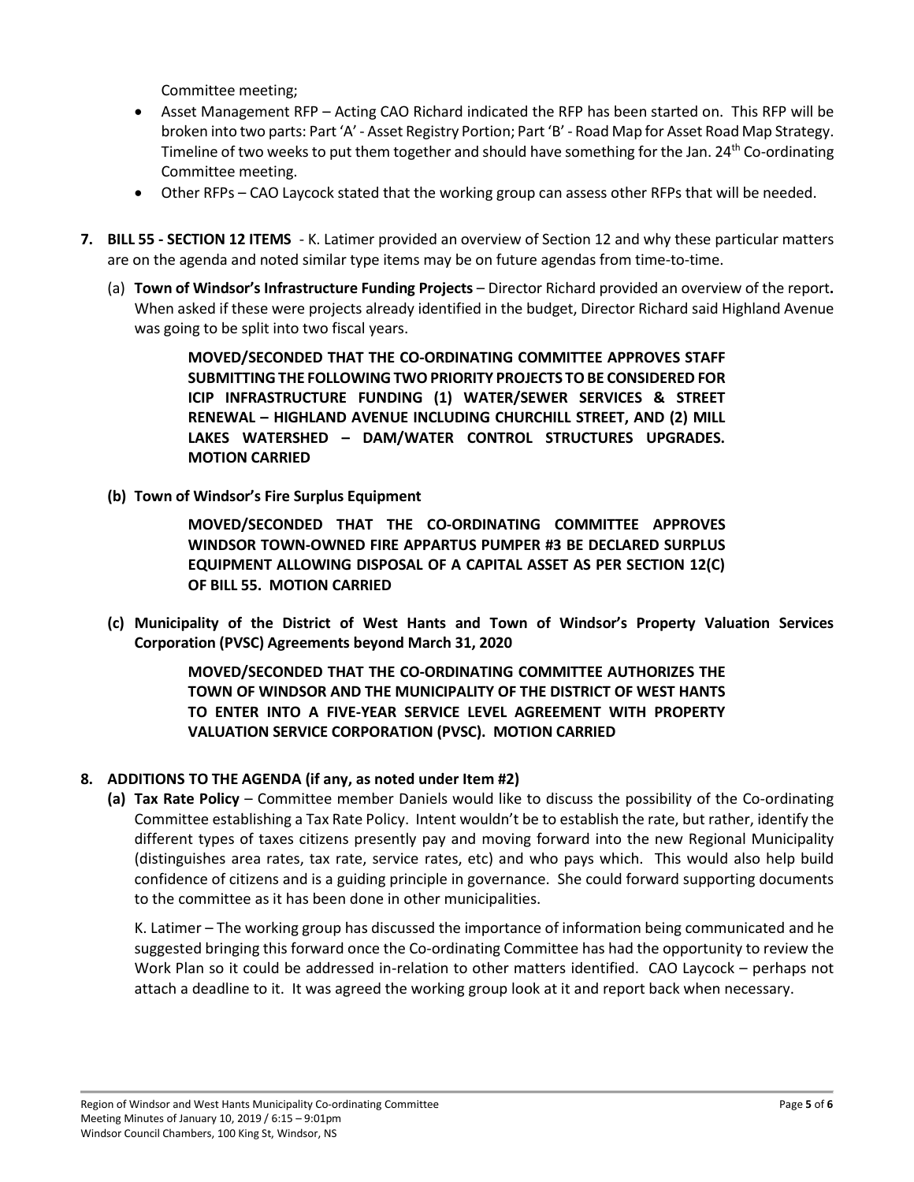Committee meeting;

- Asset Management RFP – Acting CAO Richard indicated the RFP has been started on. This RFP will be broken into two parts: Part 'A' - Asset Registry Portion; Part 'B' - Road Map for Asset Road Map Strategy. Timeline of two weeks to put them together and should have something for the Jan. 24th Co-ordinating Committee meeting.
- Other RFPs – CAO Laycock stated that the working group can assess other RFPs that will be needed.

**7. BILL 55 - SECTION 12 ITEMS** - K. Latimer provided an overview of Section 12 and why these particular matters are on the agenda and noted similar type items may be on future agendas from time-to-time.

(a) **Town of Windsor's Infrastructure Funding Projects** – Director Richard provided an overview of the report**.** When asked if these were projects already identified in the budget, Director Richard said Highland Avenue was going to be split into two fiscal years.

> **MOVED/SECONDED THAT THE CO-ORDINATING COMMITTEE APPROVES STAFF SUBMITTING THE FOLLOWING TWO PRIORITY PROJECTS TO BE CONSIDERED FOR ICIP INFRASTRUCTURE FUNDING (1) WATER/SEWER SERVICES & STREET RENEWAL – HIGHLAND AVENUE INCLUDING CHURCHILL STREET, AND (2) MILL LAKES WATERSHED – DAM/WATER CONTROL STRUCTURES UPGRADES. MOTION CARRIED**

**(b) Town of Windsor's Fire Surplus Equipment**

> **MOVED/SECONDED THAT THE CO-ORDINATING COMMITTEE APPROVES WINDSOR TOWN-OWNED FIRE APPARTUS PUMPER #3 BE DECLARED SURPLUS EQUIPMENT ALLOWING DISPOSAL OF A CAPITAL ASSET AS PER SECTION 12(C) OF BILL 55. MOTION CARRIED**

**(c) Municipality of the District of West Hants and Town of Windsor's Property Valuation Services Corporation (PVSC) Agreements beyond March 31, 2020**

> **MOVED/SECONDED THAT THE CO-ORDINATING COMMITTEE AUTHORIZES THE TOWN OF WINDSOR AND THE MUNICIPALITY OF THE DISTRICT OF WEST HANTS TO ENTER INTO A FIVE-YEAR SERVICE LEVEL AGREEMENT WITH PROPERTY VALUATION SERVICE CORPORATION (PVSC). MOTION CARRIED**

**8. ADDITIONS TO THE AGENDA (if any, as noted under Item #2)**

**(a) Tax Rate Policy** – Committee member Daniels would like to discuss the possibility of the Co-ordinating Committee establishing a Tax Rate Policy. Intent wouldn't be to establish the rate, but rather, identify the different types of taxes citizens presently pay and moving forward into the new Regional Municipality (distinguishes area rates, tax rate, service rates, etc) and who pays which. This would also help build confidence of citizens and is a guiding principle in governance. She could forward supporting documents to the committee as it has been done in other municipalities.

K. Latimer – The working group has discussed the importance of information being communicated and he suggested bringing this forward once the Co-ordinating Committee has had the opportunity to review the Work Plan so it could be addressed in-relation to other matters identified. CAO Laycock – perhaps not attach a deadline to it. It was agreed the working group look at it and report back when necessary.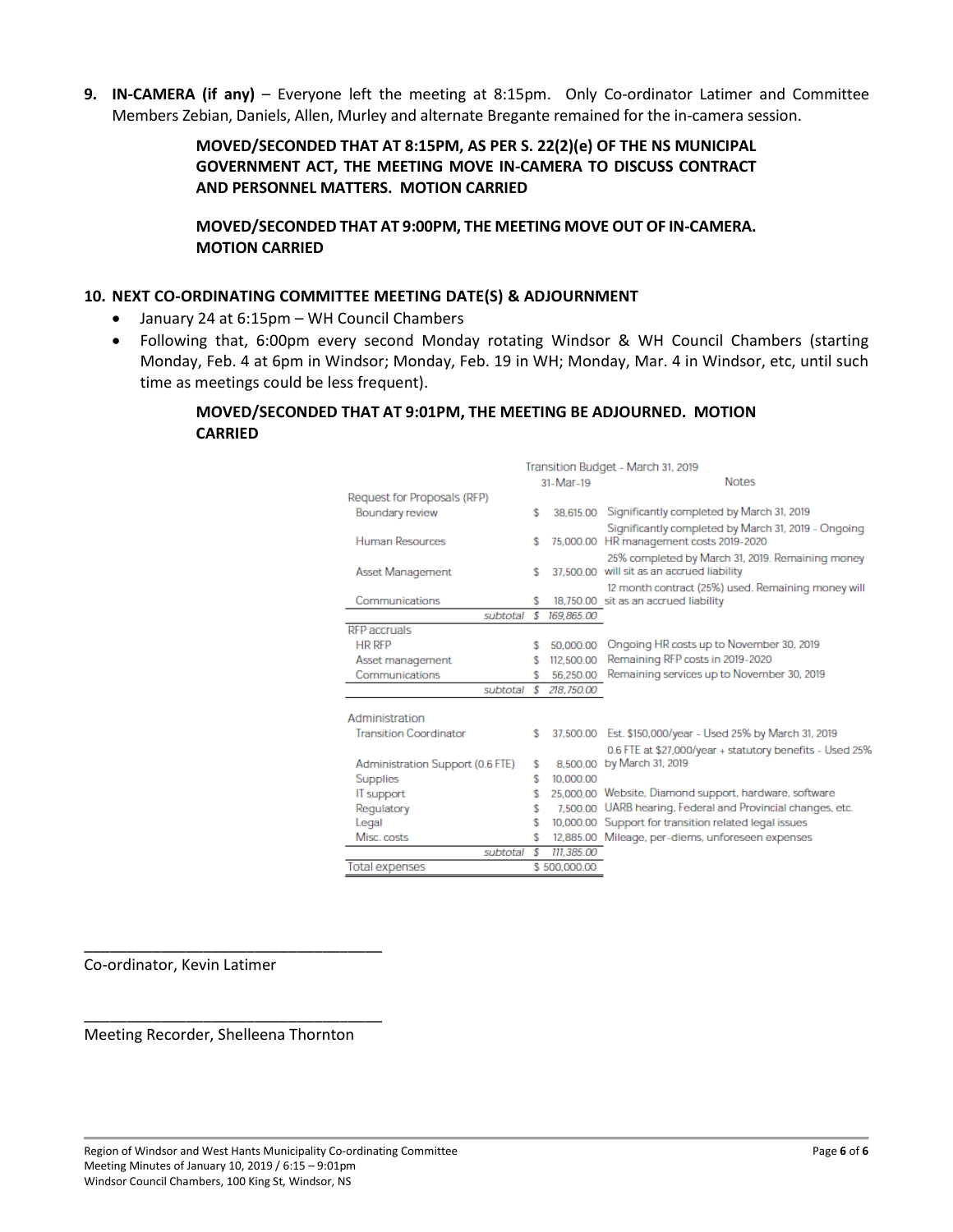**9. IN-CAMERA (if any)** – Everyone left the meeting at 8:15pm. Only Co-ordinator Latimer and Committee Members Zebian, Daniels, Allen, Murley and alternate Bregante remained for the in-camera session.

> **MOVED/SECONDED THAT AT 8:15PM, AS PER S. 22(2)(e) OF THE NS MUNICIPAL GOVERNMENT ACT, THE MEETING MOVE IN-CAMERA TO DISCUSS CONTRACT AND PERSONNEL MATTERS. MOTION CARRIED**
>
> **MOVED/SECONDED THAT AT 9:00PM, THE MEETING MOVE OUT OF IN-CAMERA. MOTION CARRIED**

**10. NEXT CO-ORDINATING COMMITTEE MEETING DATE(S) & ADJOURNMENT**

- January 24 at 6:15pm – WH Council Chambers
- Following that, 6:00pm every second Monday rotating Windsor & WH Council Chambers (starting Monday, Feb. 4 at 6pm in Windsor; Monday, Feb. 19 in WH; Monday, Mar. 4 in Windsor, etc, until such time as meetings could be less frequent).

> **MOVED/SECONDED THAT AT 9:01PM, THE MEETING BE ADJOURNED. MOTION CARRIED**

Transition Budget - March 31, 2019

| | 31-Mar-19 | Notes |
|---|---|---|
| Request for Proposals (RFP) | | |
| Boundary review | $ 38,615.00 | Significantly completed by March 31, 2019 |
| Human Resources | $ 75,000.00 | Significantly completed by March 31, 2019 - Ongoing HR management costs 2019-2020 |
| Asset Management | $ 37,500.00 | 25% completed by March 31, 2019. Remaining money will sit as an accrued liability |
| Communications | $ 18,750.00 | 12 month contract (25%) used. Remaining money will sit as an accrued liability |
| *subtotal* | *$ 169,865.00* | |
| RFP accruals | | |
| HR RFP | $ 50,000.00 | Ongoing HR costs up to November 30, 2019 |
| Asset management | $ 112,500.00 | Remaining RFP costs in 2019-2020 |
| Communications | $ 56,250.00 | Remaining services up to November 30, 2019 |
| *subtotal* | *$ 218,750.00* | |
| Administration | | |
| Transition Coordinator | $ 37,500.00 | Est. $150,000/year - Used 25% by March 31, 2019 |
| Administration Support (0.6 FTE) | $ 8,500.00 | 0.6 FTE at $27,000/year + statutory benefits - Used 25% by March 31, 2019 |
| Supplies | $ 10,000.00 | |
| IT support | $ 25,000.00 | Website, Diamond support, hardware, software |
| Regulatory | $ 7,500.00 | UARB hearing, Federal and Provincial changes, etc. |
| Legal | $ 10,000.00 | Support for transition related legal issues |
| Misc. costs | $ 12,885.00 | Mileage, per-diems, unforeseen expenses |
| *subtotal* | *$ 111,385.00* | |
| Total expenses | $ 500,000.00 | |

\_\_\_\_\_\_\_\_\_\_\_\_\_\_\_\_\_\_\_\_\_\_\_\_\_\_\_\_\_\_\_\_\_\_\_

Co-ordinator, Kevin Latimer

\_\_\_\_\_\_\_\_\_\_\_\_\_\_\_\_\_\_\_\_\_\_\_\_\_\_\_\_\_\_\_\_\_\_\_

Meeting Recorder, Shelleena Thornton